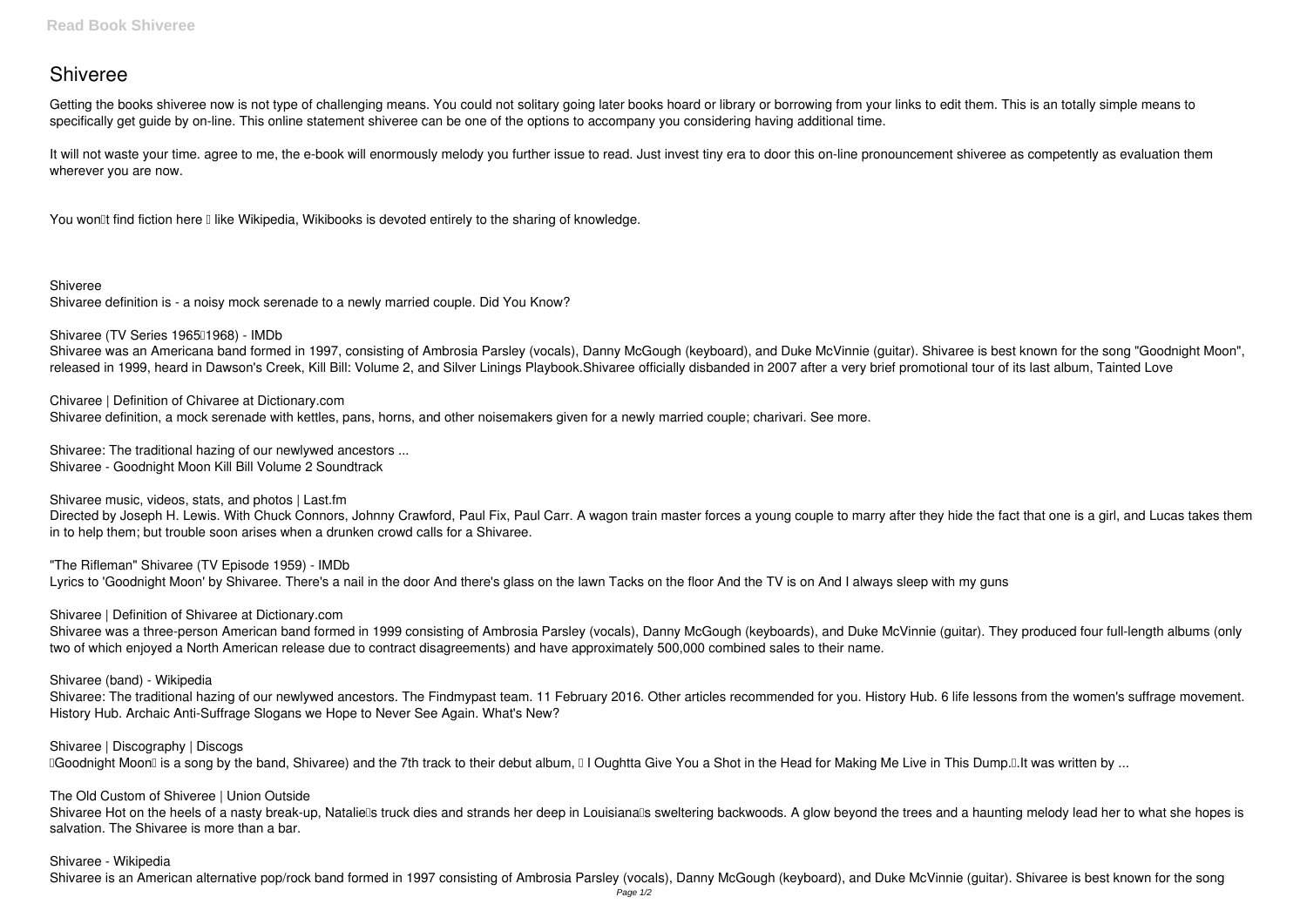# Shiveree

Getting the books shiveree now is not type of challenging means. You could not solitary going later books hoard or library or borrowing from your links to edit them. This is an totally simple means to specifically get guide by on-line. This online statement shiveree can be one of the options to accompany you considering having additional time.

It will not waste your time. agree to me, the e-book will enormously melody you further issue to read. Just invest tiny era to door this on-line pronouncement shiveree as competently as evaluation them wherever you are now.

You won't find fiction here – like Wikipedia, Wikibooks is devoted entirely to the sharing of knowledge.

**Shiveree**

Shivaree definition is - a noisy mock serenade to a newly married couple. Did You Know?

**Shivaree (TV Series 1965–1968) - IMDb**

Shivaree was an Americana band formed in 1997, consisting of Ambrosia Parsley (vocals), Danny McGough (keyboard), and Duke McVinnie (guitar). Shivaree is best known for the song "Goodnight Moon", released in 1999, heard in Dawson's Creek, Kill Bill: Volume 2, and Silver Linings Playbook.Shivaree officially disbanded in 2007 after a very brief promotional tour of its last album, Tainted Love

**Chivaree | Definition of Chivaree at Dictionary.com**

Shivaree definition, a mock serenade with kettles, pans, horns, and other noisemakers given for a newly married couple; charivari. See more.

**Shivaree: The traditional hazing of our newlywed ancestors ...**

Shivaree - Goodnight Moon Kill Bill Volume 2 Soundtrack

**Shivaree music, videos, stats, and photos | Last.fm**

Directed by Joseph H. Lewis. With Chuck Connors, Johnny Crawford, Paul Fix, Paul Carr. A wagon train master forces a young couple to marry after they hide the fact that one is a girl, and Lucas takes them in to help them; but trouble soon arises when a drunken crowd calls for a Shivaree.

**"The Rifleman" Shivaree (TV Episode 1959) - IMDb**

Lyrics to 'Goodnight Moon' by Shivaree. There's a nail in the door And there's glass on the lawn Tacks on the floor And the TV is on And I always sleep with my guns

**Shivaree | Definition of Shivaree at Dictionary.com**

Shivaree was a three-person American band formed in 1999 consisting of Ambrosia Parsley (vocals), Danny McGough (keyboards), and Duke McVinnie (guitar). They produced four full-length albums (only two of which enjoyed a North American release due to contract disagreements) and have approximately 500,000 combined sales to their name.

**Shivaree (band) - Wikipedia**

Shivaree: The traditional hazing of our newlywed ancestors. The Findmypast team. 11 February 2016. Other articles recommended for you. History Hub. 6 life lessons from the women's suffrage movement. History Hub. Archaic Anti-Suffrage Slogans we Hope to Never See Again. What's New?

**Shivaree | Discography | Discogs**

"Goodnight Moon" is a song by the band, Shivaree) and the 7th track to their debut album, " I Oughtta Give You a Shot in the Head for Making Me Live in This Dump.".It was written by ...

**The Old Custom of Shiveree | Union Outside**

Shivaree Hot on the heels of a nasty break-up, Natalie's truck dies and strands her deep in Louisiana's sweltering backwoods. A glow beyond the trees and a haunting melody lead her to what she hopes is salvation. The Shivaree is more than a bar.

**Shivaree - Wikipedia**

Shivaree is an American alternative pop/rock band formed in 1997 consisting of Ambrosia Parsley (vocals), Danny McGough (keyboard), and Duke McVinnie (guitar). Shivaree is best known for the song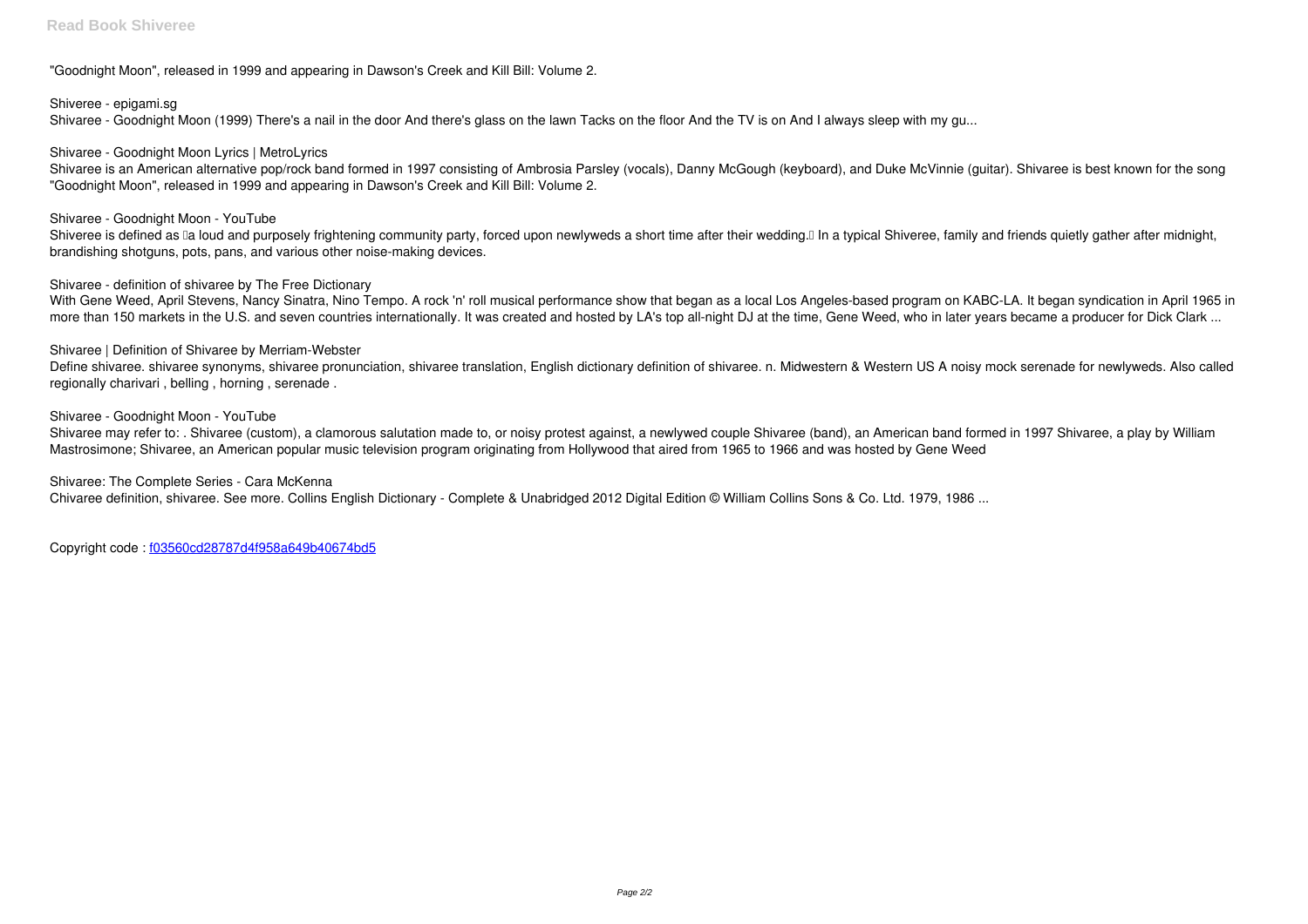"Goodnight Moon", released in 1999 and appearing in Dawson's Creek and Kill Bill: Volume 2.

**Shiveree - epigami.sg**

Shivaree - Goodnight Moon (1999) There's a nail in the door And there's glass on the lawn Tacks on the floor And the TV is on And I always sleep with my gu...

**Shivaree - Goodnight Moon Lyrics | MetroLyrics**

Shivaree is an American alternative pop/rock band formed in 1997 consisting of Ambrosia Parsley (vocals), Danny McGough (keyboard), and Duke McVinnie (guitar). Shivaree is best known for the song "Goodnight Moon", released in 1999 and appearing in Dawson's Creek and Kill Bill: Volume 2.

**Shivaree - Goodnight Moon - YouTube**

Shiveree is defined as "a loud and purposely frightening community party, forced upon newlyweds a short time after their wedding." In a typical Shiveree, family and friends quietly gather after midnight, brandishing shotguns, pots, pans, and various other noise-making devices.

**Shivaree - definition of shivaree by The Free Dictionary**

With Gene Weed, April Stevens, Nancy Sinatra, Nino Tempo. A rock 'n' roll musical performance show that began as a local Los Angeles-based program on KABC-LA. It began syndication in April 1965 in more than 150 markets in the U.S. and seven countries internationally. It was created and hosted by LA's top all-night DJ at the time, Gene Weed, who in later years became a producer for Dick Clark ...

**Shivaree | Definition of Shivaree by Merriam-Webster**

Define shivaree. shivaree synonyms, shivaree pronunciation, shivaree translation, English dictionary definition of shivaree. n. Midwestern & Western US A noisy mock serenade for newlyweds. Also called regionally charivari , belling , horning , serenade .

**Shivaree - Goodnight Moon - YouTube**

Shivaree may refer to: . Shivaree (custom), a clamorous salutation made to, or noisy protest against, a newlywed couple Shivaree (band), an American band formed in 1997 Shivaree, a play by William Mastrosimone; Shivaree, an American popular music television program originating from Hollywood that aired from 1965 to 1966 and was hosted by Gene Weed

**Shivaree: The Complete Series - Cara McKenna**

Chivaree definition, shivaree. See more. Collins English Dictionary - Complete & Unabridged 2012 Digital Edition © William Collins Sons & Co. Ltd. 1979, 1986 ...

Copyright code : f03560cd28787d4f958a649b40674bd5